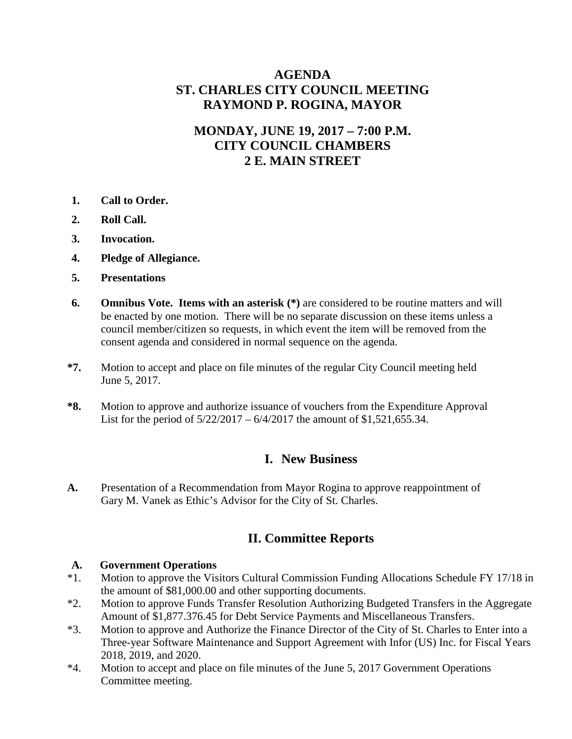# AGENDA
# ST. CHARLES CITY COUNCIL MEETING
# RAYMOND P. ROGINA, MAYOR

## MONDAY, JUNE 19, 2017 – 7:00 P.M.
## CITY COUNCIL CHAMBERS
## 2 E. MAIN STREET

**1.** **Call to Order.**

**2.** **Roll Call.**

**3.** **Invocation.**

**4.** **Pledge of Allegiance.**

**5.** **Presentations**

**6.** **Omnibus Vote. Items with an asterisk (*)** are considered to be routine matters and will be enacted by one motion. There will be no separate discussion on these items unless a council member/citizen so requests, in which event the item will be removed from the consent agenda and considered in normal sequence on the agenda.

**\*7.** Motion to accept and place on file minutes of the regular City Council meeting held June 5, 2017.

**\*8.** Motion to approve and authorize issuance of vouchers from the Expenditure Approval List for the period of 5/22/2017 – 6/4/2017 the amount of $1,521,655.34.

## I. New Business

**A.** Presentation of a Recommendation from Mayor Rogina to approve reappointment of Gary M. Vanek as Ethic's Advisor for the City of St. Charles.

## II. Committee Reports

**A. Government Operations**

*1. Motion to approve the Visitors Cultural Commission Funding Allocations Schedule FY 17/18 in the amount of $81,000.00 and other supporting documents.

*2. Motion to approve Funds Transfer Resolution Authorizing Budgeted Transfers in the Aggregate Amount of $1,877.376.45 for Debt Service Payments and Miscellaneous Transfers.

*3. Motion to approve and Authorize the Finance Director of the City of St. Charles to Enter into a Three-year Software Maintenance and Support Agreement with Infor (US) Inc. for Fiscal Years 2018, 2019, and 2020.

*4. Motion to accept and place on file minutes of the June 5, 2017 Government Operations Committee meeting.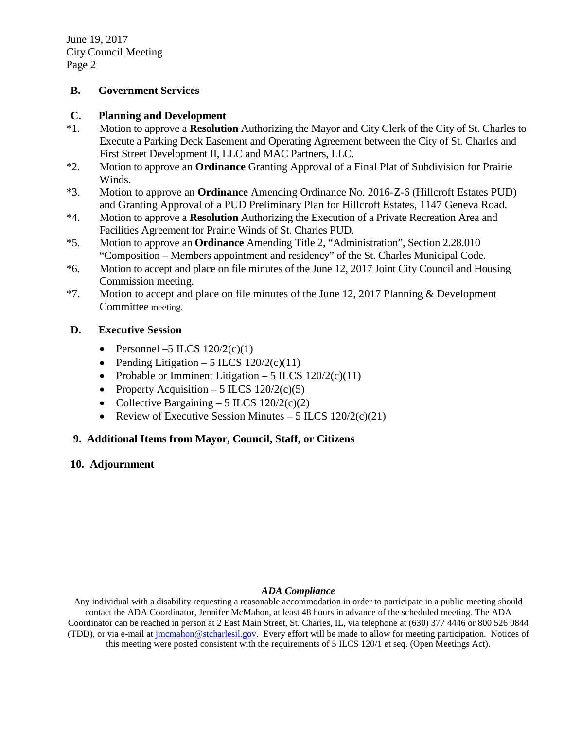**B. Government Services**

**C. Planning and Development**

*1. Motion to approve a **Resolution** Authorizing the Mayor and City Clerk of the City of St. Charles to Execute a Parking Deck Easement and Operating Agreement between the City of St. Charles and First Street Development II, LLC and MAC Partners, LLC.

*2. Motion to approve an **Ordinance** Granting Approval of a Final Plat of Subdivision for Prairie Winds.

*3. Motion to approve an **Ordinance** Amending Ordinance No. 2016-Z-6 (Hillcroft Estates PUD) and Granting Approval of a PUD Preliminary Plan for Hillcroft Estates, 1147 Geneva Road.

*4. Motion to approve a **Resolution** Authorizing the Execution of a Private Recreation Area and Facilities Agreement for Prairie Winds of St. Charles PUD.

*5. Motion to approve an **Ordinance** Amending Title 2, "Administration", Section 2.28.010 "Composition – Members appointment and residency" of the St. Charles Municipal Code.

*6. Motion to accept and place on file minutes of the June 12, 2017 Joint City Council and Housing Commission meeting.

*7. Motion to accept and place on file minutes of the June 12, 2017 Planning & Development Committee meeting.

**D. Executive Session**

- Personnel –5 ILCS 120/2(c)(1)
- Pending Litigation – 5 ILCS 120/2(c)(11)
- Probable or Imminent Litigation – 5 ILCS 120/2(c)(11)
- Property Acquisition – 5 ILCS 120/2(c)(5)
- Collective Bargaining – 5 ILCS 120/2(c)(2)
- Review of Executive Session Minutes – 5 ILCS 120/2(c)(21)

**9. Additional Items from Mayor, Council, Staff, or Citizens**

**10. Adjournment**

***ADA Compliance***

Any individual with a disability requesting a reasonable accommodation in order to participate in a public meeting should contact the ADA Coordinator, Jennifer McMahon, at least 48 hours in advance of the scheduled meeting. The ADA Coordinator can be reached in person at 2 East Main Street, St. Charles, IL, via telephone at (630) 377 4446 or 800 526 0844 (TDD), or via e-mail at jmcmahon@stcharlesil.gov. Every effort will be made to allow for meeting participation. Notices of this meeting were posted consistent with the requirements of 5 ILCS 120/1 et seq. (Open Meetings Act).